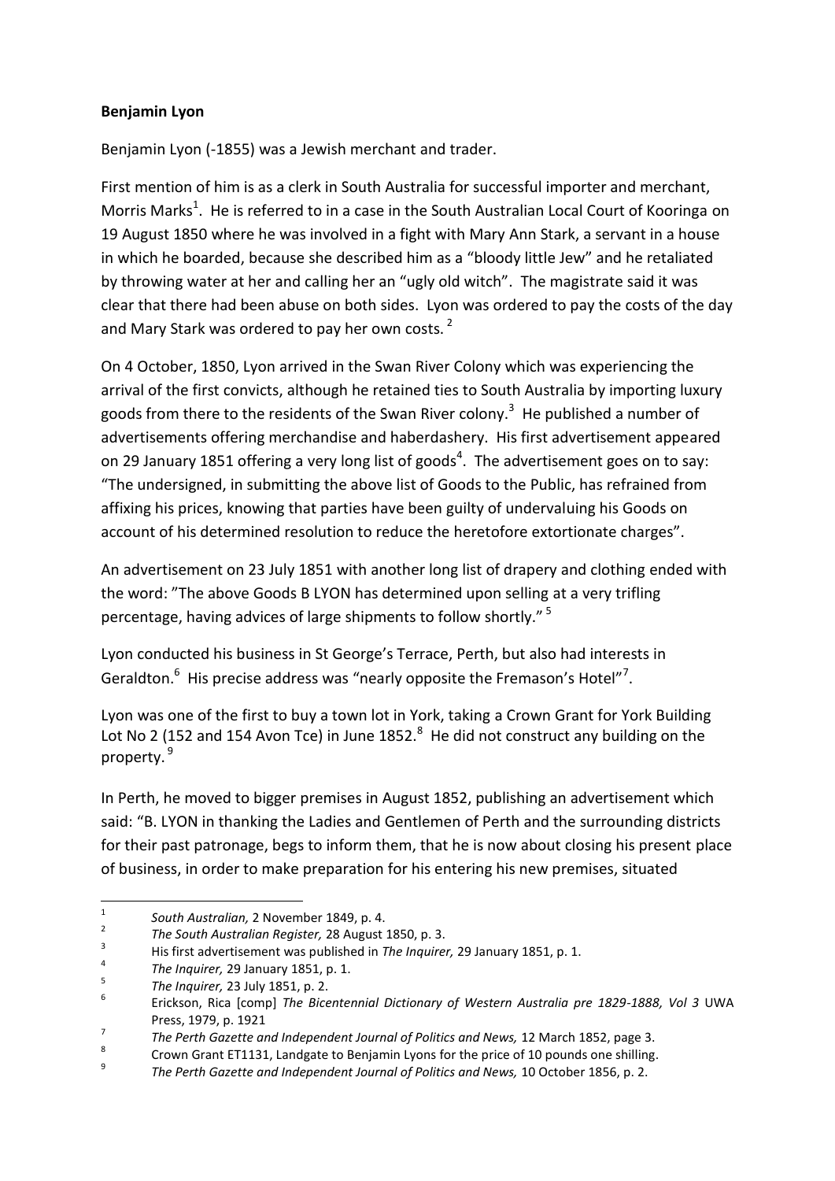**Benjamin Lyon**

Benjamin Lyon (-1855) was a Jewish merchant and trader.

First mention of him is as a clerk in South Australia for successful importer and merchant, Morris Marks[1]. He is referred to in a case in the South Australian Local Court of Kooringa on 19 August 1850 where he was involved in a fight with Mary Ann Stark, a servant in a house in which he boarded, because she described him as a "bloody little Jew" and he retaliated by throwing water at her and calling her an "ugly old witch". The magistrate said it was clear that there had been abuse on both sides. Lyon was ordered to pay the costs of the day and Mary Stark was ordered to pay her own costs. [2]

On 4 October, 1850, Lyon arrived in the Swan River Colony which was experiencing the arrival of the first convicts, although he retained ties to South Australia by importing luxury goods from there to the residents of the Swan River colony.[3] He published a number of advertisements offering merchandise and haberdashery. His first advertisement appeared on 29 January 1851 offering a very long list of goods[4]. The advertisement goes on to say: "The undersigned, in submitting the above list of Goods to the Public, has refrained from affixing his prices, knowing that parties have been guilty of undervaluing his Goods on account of his determined resolution to reduce the heretofore extortionate charges".

An advertisement on 23 July 1851 with another long list of drapery and clothing ended with the word: "The above Goods B LYON has determined upon selling at a very trifling percentage, having advices of large shipments to follow shortly." [5]

Lyon conducted his business in St George's Terrace, Perth, but also had interests in Geraldton.[6] His precise address was "nearly opposite the Fremason's Hotel"[7].

Lyon was one of the first to buy a town lot in York, taking a Crown Grant for York Building Lot No 2 (152 and 154 Avon Tce) in June 1852.[8] He did not construct any building on the property. [9]

In Perth, he moved to bigger premises in August 1852, publishing an advertisement which said: "B. LYON in thanking the Ladies and Gentlemen of Perth and the surrounding districts for their past patronage, begs to inform them, that he is now about closing his present place of business, in order to make preparation for his entering his new premises, situated

---

1. *South Australian,* 2 November 1849, p. 4.
2. *The South Australian Register,* 28 August 1850, p. 3.
3. His first advertisement was published in *The Inquirer,* 29 January 1851, p. 1.
4. *The Inquirer,* 29 January 1851, p. 1.
5. *The Inquirer,* 23 July 1851, p. 2.
6. Erickson, Rica [comp] *The Bicentennial Dictionary of Western Australia pre 1829-1888, Vol 3* UWA Press, 1979, p. 1921
7. *The Perth Gazette and Independent Journal of Politics and News,* 12 March 1852, page 3.
8. Crown Grant ET1131, Landgate to Benjamin Lyons for the price of 10 pounds one shilling.
9. *The Perth Gazette and Independent Journal of Politics and News,* 10 October 1856, p. 2.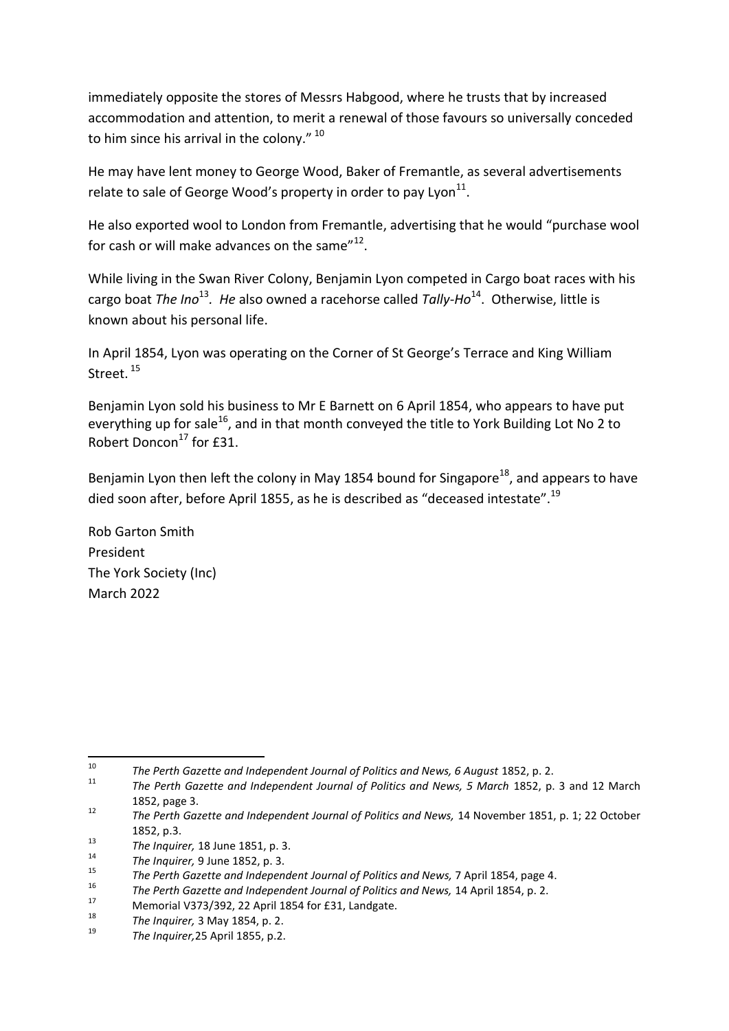immediately opposite the stores of Messrs Habgood, where he trusts that by increased accommodation and attention, to merit a renewal of those favours so universally conceded to him since his arrival in the colony." [10]

He may have lent money to George Wood, Baker of Fremantle, as several advertisements relate to sale of George Wood's property in order to pay Lyon[11].

He also exported wool to London from Fremantle, advertising that he would "purchase wool for cash or will make advances on the same"[12].

While living in the Swan River Colony, Benjamin Lyon competed in Cargo boat races with his cargo boat *The Ino*[13]*. He* also owned a racehorse called *Tally-Ho*[14]. Otherwise, little is known about his personal life.

In April 1854, Lyon was operating on the Corner of St George's Terrace and King William Street. [15]

Benjamin Lyon sold his business to Mr E Barnett on 6 April 1854, who appears to have put everything up for sale[16], and in that month conveyed the title to York Building Lot No 2 to Robert Doncon[17] for £31.

Benjamin Lyon then left the colony in May 1854 bound for Singapore[18], and appears to have died soon after, before April 1855, as he is described as "deceased intestate". [19]

Rob Garton Smith
President
The York Society (Inc)
March 2022

---

[10] *The Perth Gazette and Independent Journal of Politics and News, 6 August* 1852, p. 2.

[11] *The Perth Gazette and Independent Journal of Politics and News, 5 March* 1852, p. 3 and 12 March 1852, page 3.

[12] *The Perth Gazette and Independent Journal of Politics and News,* 14 November 1851, p. 1; 22 October 1852, p.3.

[13] *The Inquirer,* 18 June 1851, p. 3.

[14] *The Inquirer,* 9 June 1852, p. 3.

[15] *The Perth Gazette and Independent Journal of Politics and News,* 7 April 1854, page 4.

[16] *The Perth Gazette and Independent Journal of Politics and News,* 14 April 1854, p. 2.

[17] Memorial V373/392, 22 April 1854 for £31, Landgate.

[18] *The Inquirer,* 3 May 1854, p. 2.

[19] *The Inquirer,*25 April 1855, p.2.